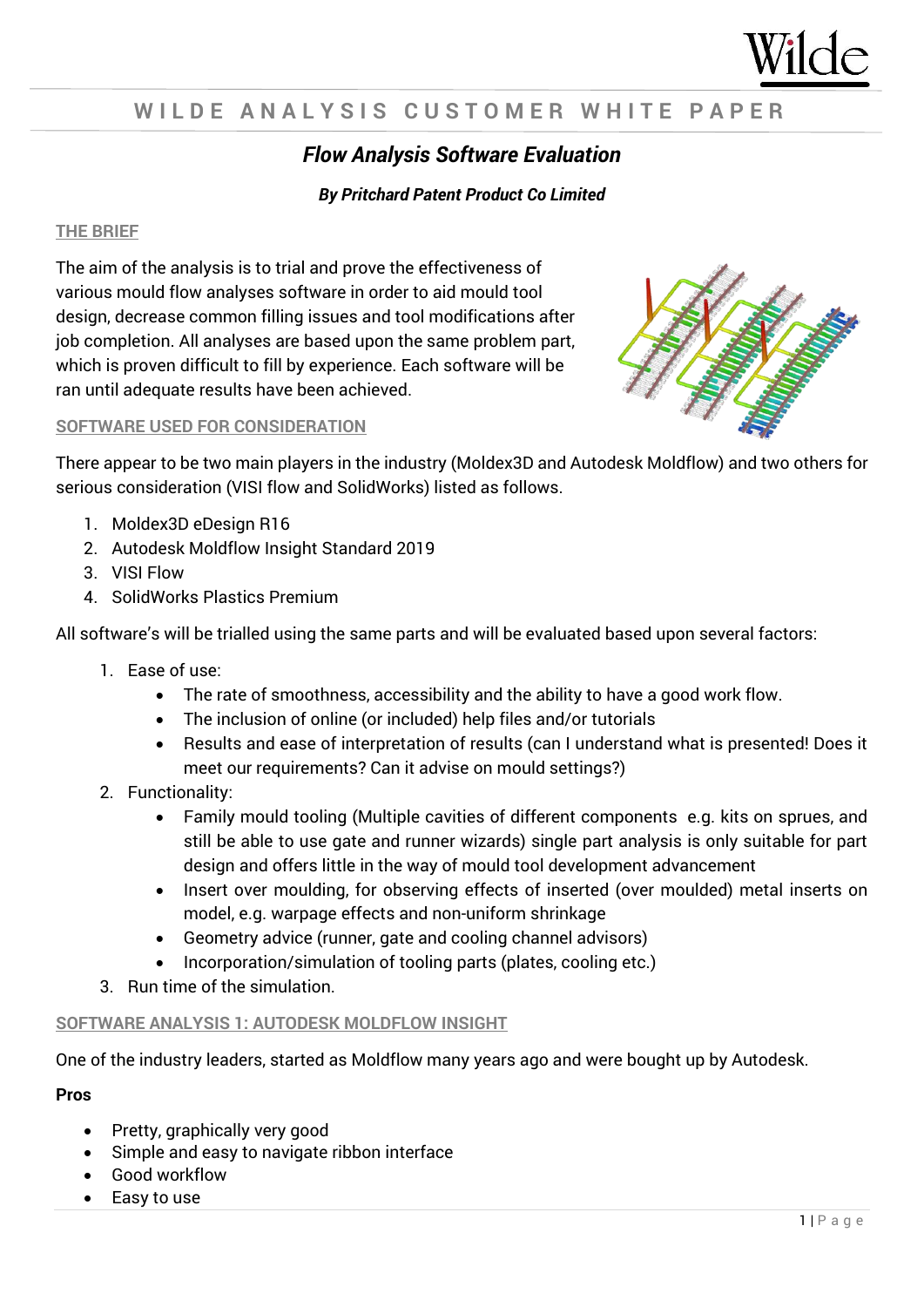WILDE ANALYSIS CUSTOMER WHITE PAPER

# Flow Analysis Software Evaluation

***By Pritchard Patent Product Co Limited***

## THE BRIEF

The aim of the analysis is to trial and prove the effectiveness of various mould flow analyses software in order to aid mould tool design, decrease common filling issues and tool modifications after job completion. All analyses are based upon the same problem part, which is proven difficult to fill by experience. Each software will be ran until adequate results have been achieved.

## SOFTWARE USED FOR CONSIDERATION

There appear to be two main players in the industry (Moldex3D and Autodesk Moldflow) and two others for serious consideration (VISI flow and SolidWorks) listed as follows.

1. Moldex3D eDesign R16
2. Autodesk Moldflow Insight Standard 2019
3. VISI Flow
4. SolidWorks Plastics Premium

All software's will be trialled using the same parts and will be evaluated based upon several factors:

1. Ease of use:
   - The rate of smoothness, accessibility and the ability to have a good work flow.
   - The inclusion of online (or included) help files and/or tutorials
   - Results and ease of interpretation of results (can I understand what is presented! Does it meet our requirements? Can it advise on mould settings?)
2. Functionality:
   - Family mould tooling (Multiple cavities of different components e.g. kits on sprues, and still be able to use gate and runner wizards) single part analysis is only suitable for part design and offers little in the way of mould tool development advancement
   - Insert over moulding, for observing effects of inserted (over moulded) metal inserts on model, e.g. warpage effects and non-uniform shrinkage
   - Geometry advice (runner, gate and cooling channel advisors)
   - Incorporation/simulation of tooling parts (plates, cooling etc.)
3. Run time of the simulation.

## SOFTWARE ANALYSIS 1: AUTODESK MOLDFLOW INSIGHT

One of the industry leaders, started as Moldflow many years ago and were bought up by Autodesk.

**Pros**

- Pretty, graphically very good
- Simple and easy to navigate ribbon interface
- Good workflow
- Easy to use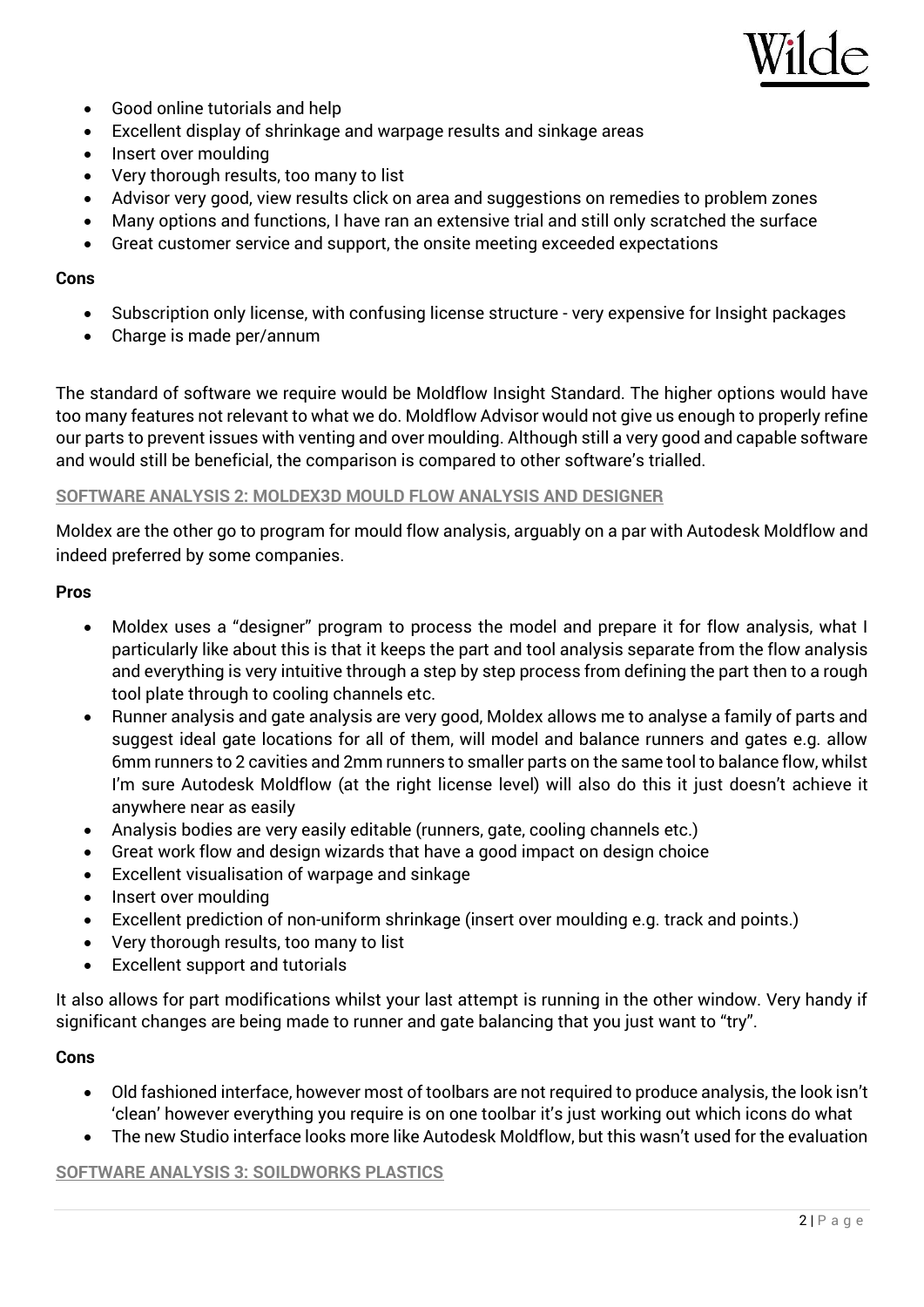- Good online tutorials and help
- Excellent display of shrinkage and warpage results and sinkage areas
- Insert over moulding
- Very thorough results, too many to list
- Advisor very good, view results click on area and suggestions on remedies to problem zones
- Many options and functions, I have ran an extensive trial and still only scratched the surface
- Great customer service and support, the onsite meeting exceeded expectations

**Cons**

- Subscription only license, with confusing license structure - very expensive for Insight packages
- Charge is made per/annum

The standard of software we require would be Moldflow Insight Standard. The higher options would have too many features not relevant to what we do. Moldflow Advisor would not give us enough to properly refine our parts to prevent issues with venting and over moulding. Although still a very good and capable software and would still be beneficial, the comparison is compared to other software's trialled.

### SOFTWARE ANALYSIS 2: MOLDEX3D MOULD FLOW ANALYSIS AND DESIGNER

Moldex are the other go to program for mould flow analysis, arguably on a par with Autodesk Moldflow and indeed preferred by some companies.

**Pros**

- Moldex uses a "designer" program to process the model and prepare it for flow analysis, what I particularly like about this is that it keeps the part and tool analysis separate from the flow analysis and everything is very intuitive through a step by step process from defining the part then to a rough tool plate through to cooling channels etc.
- Runner analysis and gate analysis are very good, Moldex allows me to analyse a family of parts and suggest ideal gate locations for all of them, will model and balance runners and gates e.g. allow 6mm runners to 2 cavities and 2mm runners to smaller parts on the same tool to balance flow, whilst I'm sure Autodesk Moldflow (at the right license level) will also do this it just doesn't achieve it anywhere near as easily
- Analysis bodies are very easily editable (runners, gate, cooling channels etc.)
- Great work flow and design wizards that have a good impact on design choice
- Excellent visualisation of warpage and sinkage
- Insert over moulding
- Excellent prediction of non-uniform shrinkage (insert over moulding e.g. track and points.)
- Very thorough results, too many to list
- Excellent support and tutorials

It also allows for part modifications whilst your last attempt is running in the other window. Very handy if significant changes are being made to runner and gate balancing that you just want to "try".

**Cons**

- Old fashioned interface, however most of toolbars are not required to produce analysis, the look isn't 'clean' however everything you require is on one toolbar it's just working out which icons do what
- The new Studio interface looks more like Autodesk Moldflow, but this wasn't used for the evaluation

### SOFTWARE ANALYSIS 3: SOILDWORKS PLASTICS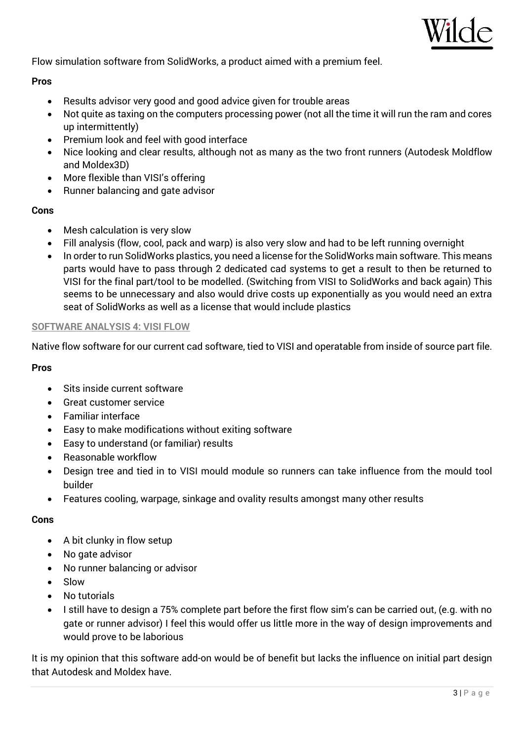Flow simulation software from SolidWorks, a product aimed with a premium feel.

**Pros**

- Results advisor very good and good advice given for trouble areas
- Not quite as taxing on the computers processing power (not all the time it will run the ram and cores up intermittently)
- Premium look and feel with good interface
- Nice looking and clear results, although not as many as the two front runners (Autodesk Moldflow and Moldex3D)
- More flexible than VISI's offering
- Runner balancing and gate advisor

**Cons**

- Mesh calculation is very slow
- Fill analysis (flow, cool, pack and warp) is also very slow and had to be left running overnight
- In order to run SolidWorks plastics, you need a license for the SolidWorks main software. This means parts would have to pass through 2 dedicated cad systems to get a result to then be returned to VISI for the final part/tool to be modelled. (Switching from VISI to SolidWorks and back again) This seems to be unnecessary and also would drive costs up exponentially as you would need an extra seat of SolidWorks as well as a license that would include plastics

### SOFTWARE ANALYSIS 4: VISI FLOW

Native flow software for our current cad software, tied to VISI and operatable from inside of source part file.

**Pros**

- Sits inside current software
- Great customer service
- Familiar interface
- Easy to make modifications without exiting software
- Easy to understand (or familiar) results
- Reasonable workflow
- Design tree and tied in to VISI mould module so runners can take influence from the mould tool builder
- Features cooling, warpage, sinkage and ovality results amongst many other results

**Cons**

- A bit clunky in flow setup
- No gate advisor
- No runner balancing or advisor
- Slow
- No tutorials
- I still have to design a 75% complete part before the first flow sim's can be carried out, (e.g. with no gate or runner advisor) I feel this would offer us little more in the way of design improvements and would prove to be laborious

It is my opinion that this software add-on would be of benefit but lacks the influence on initial part design that Autodesk and Moldex have.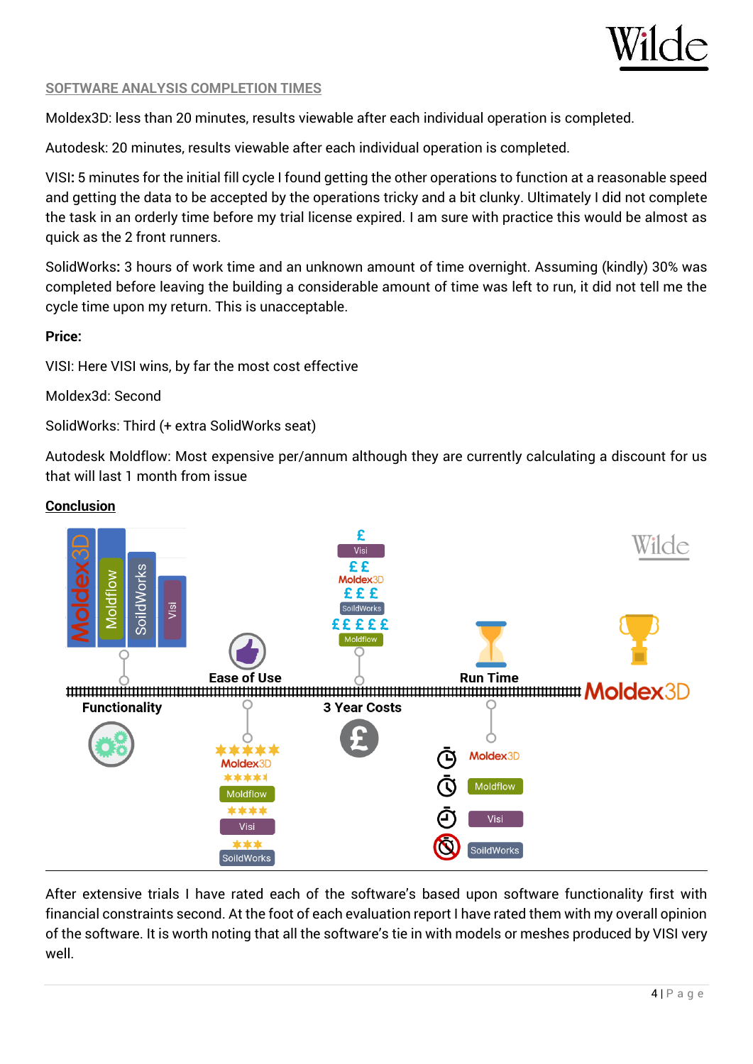## SOFTWARE ANALYSIS COMPLETION TIMES

Moldex3D: less than 20 minutes, results viewable after each individual operation is completed.

Autodesk: 20 minutes, results viewable after each individual operation is completed.

VISI**:** 5 minutes for the initial fill cycle I found getting the other operations to function at a reasonable speed and getting the data to be accepted by the operations tricky and a bit clunky. Ultimately I did not complete the task in an orderly time before my trial license expired. I am sure with practice this would be almost as quick as the 2 front runners.

SolidWorks**:** 3 hours of work time and an unknown amount of time overnight. Assuming (kindly) 30% was completed before leaving the building a considerable amount of time was left to run, it did not tell me the cycle time upon my return. This is unacceptable.

**Price:**

VISI: Here VISI wins, by far the most cost effective

Moldex3d: Second

SolidWorks: Third (+ extra SolidWorks seat)

Autodesk Moldflow: Most expensive per/annum although they are currently calculating a discount for us that will last 1 month from issue

## Conclusion

After extensive trials I have rated each of the software's based upon software functionality first with financial constraints second. At the foot of each evaluation report I have rated them with my overall opinion of the software. It is worth noting that all the software's tie in with models or meshes produced by VISI very well.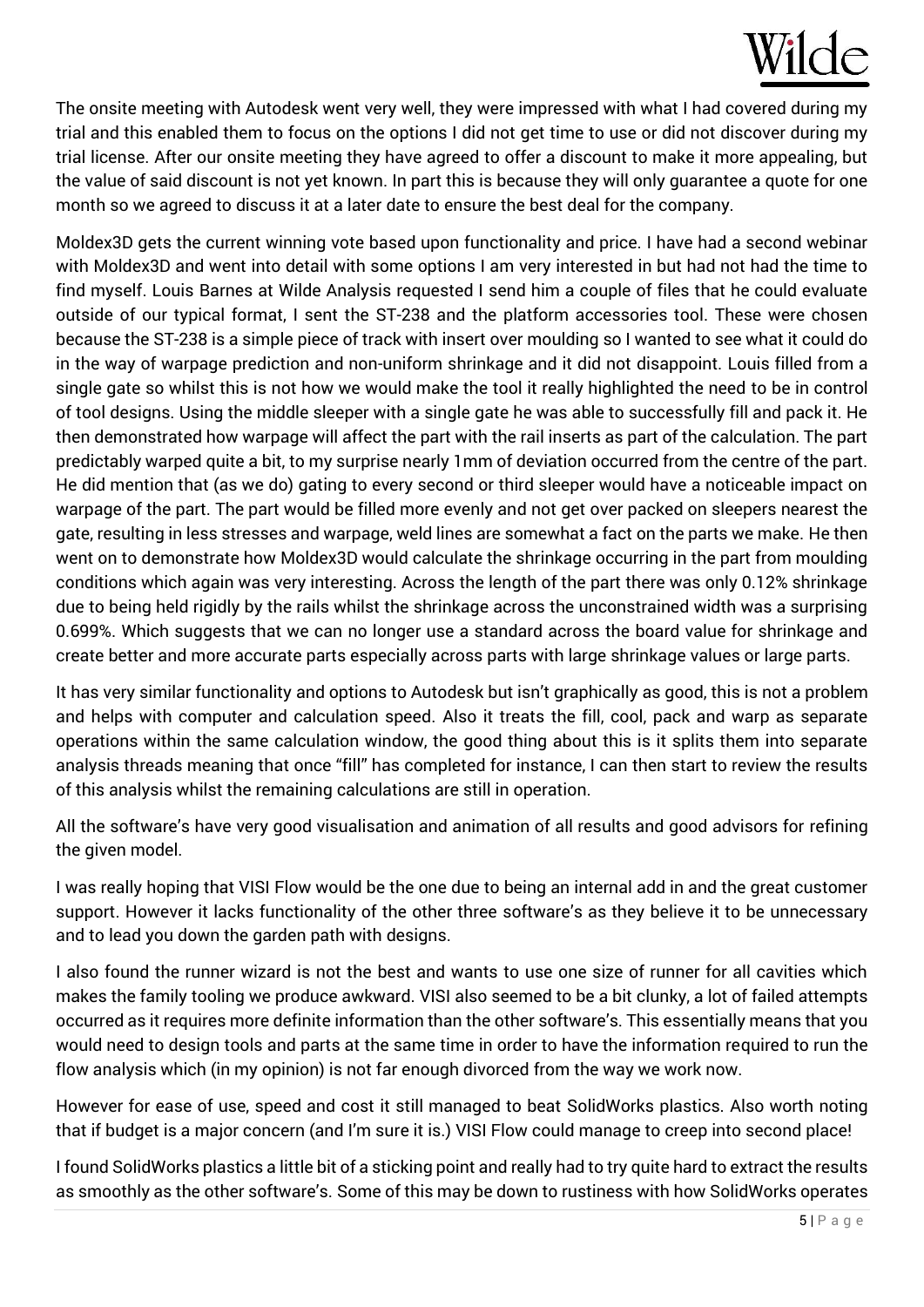The onsite meeting with Autodesk went very well, they were impressed with what I had covered during my trial and this enabled them to focus on the options I did not get time to use or did not discover during my trial license. After our onsite meeting they have agreed to offer a discount to make it more appealing, but the value of said discount is not yet known. In part this is because they will only guarantee a quote for one month so we agreed to discuss it at a later date to ensure the best deal for the company.

Moldex3D gets the current winning vote based upon functionality and price. I have had a second webinar with Moldex3D and went into detail with some options I am very interested in but had not had the time to find myself. Louis Barnes at Wilde Analysis requested I send him a couple of files that he could evaluate outside of our typical format, I sent the ST-238 and the platform accessories tool. These were chosen because the ST-238 is a simple piece of track with insert over moulding so I wanted to see what it could do in the way of warpage prediction and non-uniform shrinkage and it did not disappoint. Louis filled from a single gate so whilst this is not how we would make the tool it really highlighted the need to be in control of tool designs. Using the middle sleeper with a single gate he was able to successfully fill and pack it. He then demonstrated how warpage will affect the part with the rail inserts as part of the calculation. The part predictably warped quite a bit, to my surprise nearly 1mm of deviation occurred from the centre of the part. He did mention that (as we do) gating to every second or third sleeper would have a noticeable impact on warpage of the part. The part would be filled more evenly and not get over packed on sleepers nearest the gate, resulting in less stresses and warpage, weld lines are somewhat a fact on the parts we make. He then went on to demonstrate how Moldex3D would calculate the shrinkage occurring in the part from moulding conditions which again was very interesting. Across the length of the part there was only 0.12% shrinkage due to being held rigidly by the rails whilst the shrinkage across the unconstrained width was a surprising 0.699%. Which suggests that we can no longer use a standard across the board value for shrinkage and create better and more accurate parts especially across parts with large shrinkage values or large parts.

It has very similar functionality and options to Autodesk but isn't graphically as good, this is not a problem and helps with computer and calculation speed. Also it treats the fill, cool, pack and warp as separate operations within the same calculation window, the good thing about this is it splits them into separate analysis threads meaning that once "fill" has completed for instance, I can then start to review the results of this analysis whilst the remaining calculations are still in operation.

All the software's have very good visualisation and animation of all results and good advisors for refining the given model.

I was really hoping that VISI Flow would be the one due to being an internal add in and the great customer support. However it lacks functionality of the other three software's as they believe it to be unnecessary and to lead you down the garden path with designs.

I also found the runner wizard is not the best and wants to use one size of runner for all cavities which makes the family tooling we produce awkward. VISI also seemed to be a bit clunky, a lot of failed attempts occurred as it requires more definite information than the other software's. This essentially means that you would need to design tools and parts at the same time in order to have the information required to run the flow analysis which (in my opinion) is not far enough divorced from the way we work now.

However for ease of use, speed and cost it still managed to beat SolidWorks plastics. Also worth noting that if budget is a major concern (and I'm sure it is.) VISI Flow could manage to creep into second place!

I found SolidWorks plastics a little bit of a sticking point and really had to try quite hard to extract the results as smoothly as the other software's. Some of this may be down to rustiness with how SolidWorks operates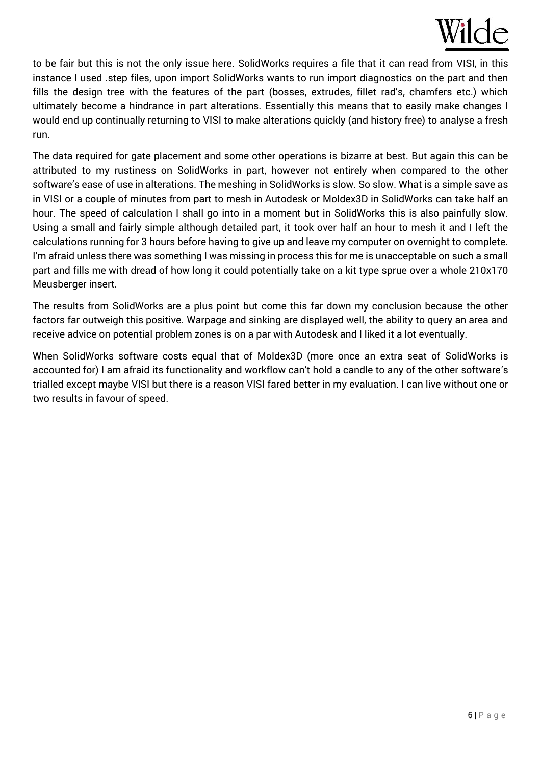to be fair but this is not the only issue here. SolidWorks requires a file that it can read from VISI, in this instance I used .step files, upon import SolidWorks wants to run import diagnostics on the part and then fills the design tree with the features of the part (bosses, extrudes, fillet rad's, chamfers etc.) which ultimately become a hindrance in part alterations. Essentially this means that to easily make changes I would end up continually returning to VISI to make alterations quickly (and history free) to analyse a fresh run.

The data required for gate placement and some other operations is bizarre at best. But again this can be attributed to my rustiness on SolidWorks in part, however not entirely when compared to the other software's ease of use in alterations. The meshing in SolidWorks is slow. So slow. What is a simple save as in VISI or a couple of minutes from part to mesh in Autodesk or Moldex3D in SolidWorks can take half an hour. The speed of calculation I shall go into in a moment but in SolidWorks this is also painfully slow. Using a small and fairly simple although detailed part, it took over half an hour to mesh it and I left the calculations running for 3 hours before having to give up and leave my computer on overnight to complete. I'm afraid unless there was something I was missing in process this for me is unacceptable on such a small part and fills me with dread of how long it could potentially take on a kit type sprue over a whole 210x170 Meusberger insert.

The results from SolidWorks are a plus point but come this far down my conclusion because the other factors far outweigh this positive. Warpage and sinking are displayed well, the ability to query an area and receive advice on potential problem zones is on a par with Autodesk and I liked it a lot eventually.

When SolidWorks software costs equal that of Moldex3D (more once an extra seat of SolidWorks is accounted for) I am afraid its functionality and workflow can't hold a candle to any of the other software's trialled except maybe VISI but there is a reason VISI fared better in my evaluation. I can live without one or two results in favour of speed.